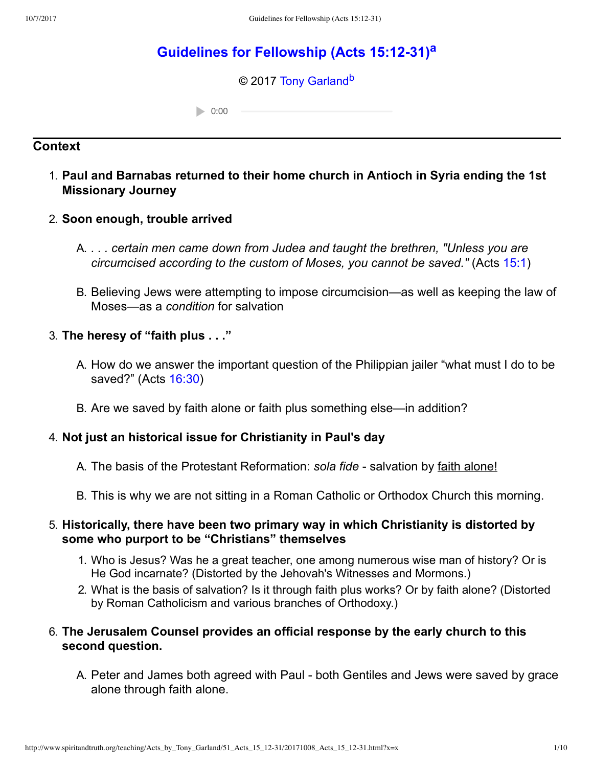# Guidelines for Fellowship (Acts 15:12-31)[a]

© 2017 Tony Garland[b]

## Context

1. **Paul and Barnabas returned to their home church in Antioch in Syria ending the 1st Missionary Journey**
2. **Soon enough, trouble arrived**
   - A. *. . . certain men came down from Judea and taught the brethren, "Unless you are circumcised according to the custom of Moses, you cannot be saved."* (Acts 15:1)
   - B. Believing Jews were attempting to impose circumcision—as well as keeping the law of Moses—as a *condition* for salvation
3. **The heresy of “faith plus . . .”**
   - A. How do we answer the important question of the Philippian jailer “what must I do to be saved?” (Acts 16:30)
   - B. Are we saved by faith alone or faith plus something else—in addition?
4. **Not just an historical issue for Christianity in Paul's day**
   - A. The basis of the Protestant Reformation: *sola fide* - salvation by faith alone!
   - B. This is why we are not sitting in a Roman Catholic or Orthodox Church this morning.
5. **Historically, there have been two primary way in which Christianity is distorted by some who purport to be “Christians” themselves**
   1. Who is Jesus? Was he a great teacher, one among numerous wise man of history? Or is He God incarnate? (Distorted by the Jehovah's Witnesses and Mormons.)
   2. What is the basis of salvation? Is it through faith plus works? Or by faith alone? (Distorted by Roman Catholicism and various branches of Orthodoxy.)
6. **The Jerusalem Counsel provides an official response by the early church to this second question.**
   - A. Peter and James both agreed with Paul - both Gentiles and Jews were saved by grace alone through faith alone.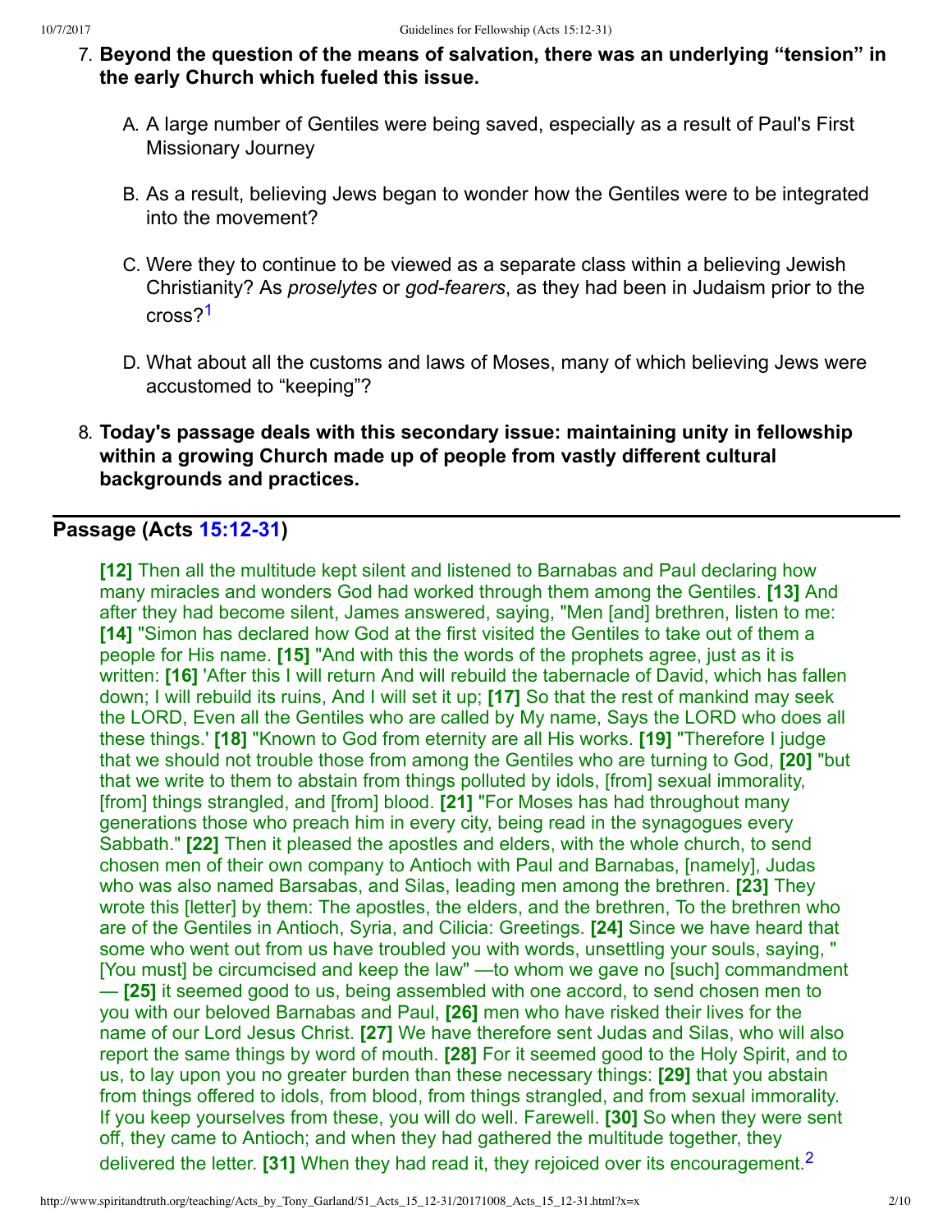7. **Beyond the question of the means of salvation, there was an underlying "tension" in the early Church which fueled this issue.**

    A. A large number of Gentiles were being saved, especially as a result of Paul's First Missionary Journey

    B. As a result, believing Jews began to wonder how the Gentiles were to be integrated into the movement?

    C. Were they to continue to be viewed as a separate class within a believing Jewish Christianity? As *proselytes* or *god-fearers*, as they had been in Judaism prior to the cross?[1]

    D. What about all the customs and laws of Moses, many of which believing Jews were accustomed to "keeping"?

8. **Today's passage deals with this secondary issue: maintaining unity in fellowship within a growing Church made up of people from vastly different cultural backgrounds and practices.**

---

## Passage (Acts 15:12-31)

**[12]** Then all the multitude kept silent and listened to Barnabas and Paul declaring how many miracles and wonders God had worked through them among the Gentiles. **[13]** And after they had become silent, James answered, saying, "Men [and] brethren, listen to me: **[14]** "Simon has declared how God at the first visited the Gentiles to take out of them a people for His name. **[15]** "And with this the words of the prophets agree, just as it is written: **[16]** 'After this I will return And will rebuild the tabernacle of David, which has fallen down; I will rebuild its ruins, And I will set it up; **[17]** So that the rest of mankind may seek the LORD, Even all the Gentiles who are called by My name, Says the LORD who does all these things.' **[18]** "Known to God from eternity are all His works. **[19]** "Therefore I judge that we should not trouble those from among the Gentiles who are turning to God, **[20]** "but that we write to them to abstain from things polluted by idols, [from] sexual immorality, [from] things strangled, and [from] blood. **[21]** "For Moses has had throughout many generations those who preach him in every city, being read in the synagogues every Sabbath." **[22]** Then it pleased the apostles and elders, with the whole church, to send chosen men of their own company to Antioch with Paul and Barnabas, [namely], Judas who was also named Barsabas, and Silas, leading men among the brethren. **[23]** They wrote this [letter] by them: The apostles, the elders, and the brethren, To the brethren who are of the Gentiles in Antioch, Syria, and Cilicia: Greetings. **[24]** Since we have heard that some who went out from us have troubled you with words, unsettling your souls, saying, "[You must] be circumcised and keep the law" —to whom we gave no [such] commandment— **[25]** it seemed good to us, being assembled with one accord, to send chosen men to you with our beloved Barnabas and Paul, **[26]** men who have risked their lives for the name of our Lord Jesus Christ. **[27]** We have therefore sent Judas and Silas, who will also report the same things by word of mouth. **[28]** For it seemed good to the Holy Spirit, and to us, to lay upon you no greater burden than these necessary things: **[29]** that you abstain from things offered to idols, from blood, from things strangled, and from sexual immorality. If you keep yourselves from these, you will do well. Farewell. **[30]** So when they were sent off, they came to Antioch; and when they had gathered the multitude together, they delivered the letter. **[31]** When they had read it, they rejoiced over its encouragement.[2]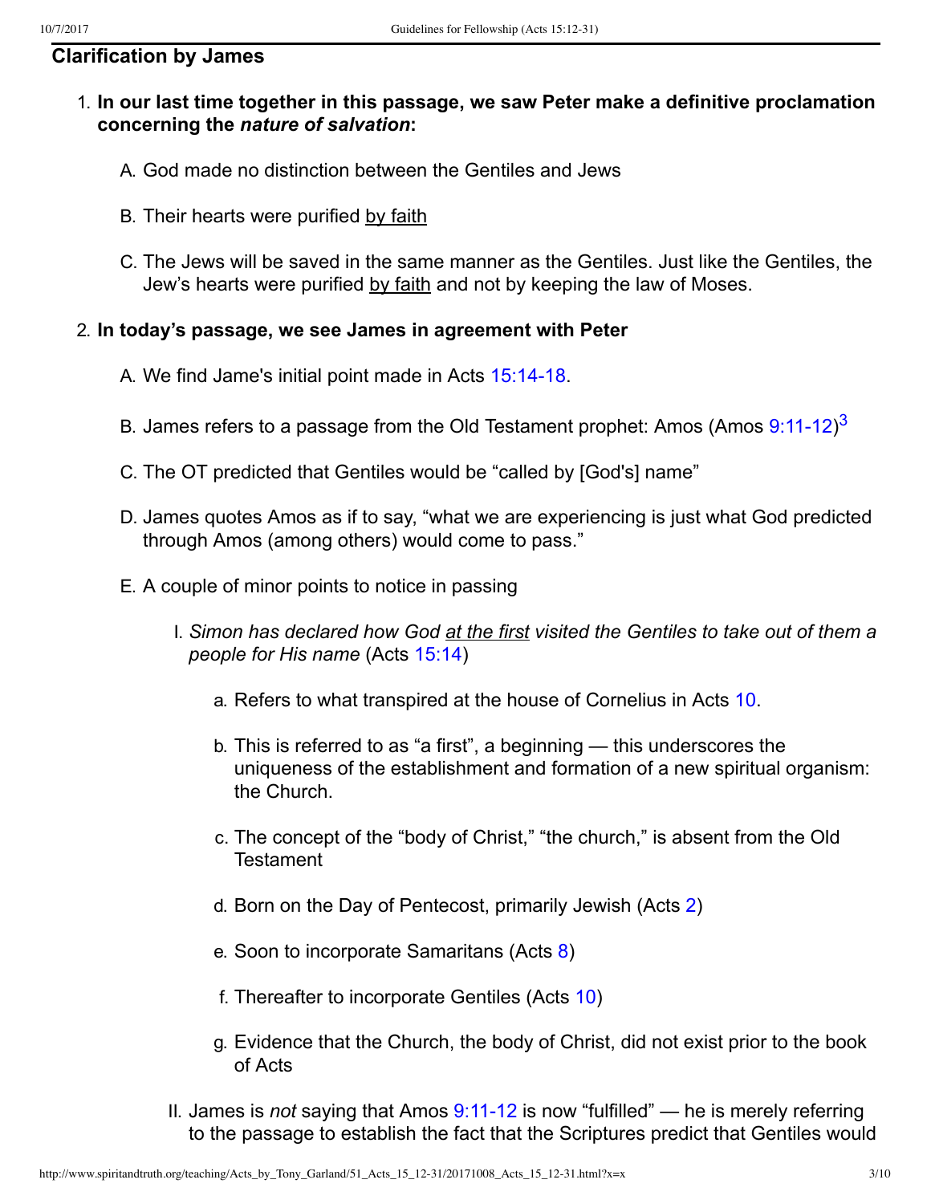## Clarification by James

1. **In our last time together in this passage, we saw Peter make a definitive proclamation concerning the *nature of salvation*:**

   A. God made no distinction between the Gentiles and Jews

   B. Their hearts were purified by faith

   C. The Jews will be saved in the same manner as the Gentiles. Just like the Gentiles, the Jew's hearts were purified by faith and not by keeping the law of Moses.

2. **In today's passage, we see James in agreement with Peter**

   A. We find Jame's initial point made in Acts 15:14-18.

   B. James refers to a passage from the Old Testament prophet: Amos (Amos 9:11-12)[3]

   C. The OT predicted that Gentiles would be "called by [God's] name"

   D. James quotes Amos as if to say, "what we are experiencing is just what God predicted through Amos (among others) would come to pass."

   E. A couple of minor points to notice in passing

      I. *Simon has declared how God at the first visited the Gentiles to take out of them a people for His name* (Acts 15:14)

         a. Refers to what transpired at the house of Cornelius in Acts 10.

         b. This is referred to as "a first", a beginning — this underscores the uniqueness of the establishment and formation of a new spiritual organism: the Church.

         c. The concept of the "body of Christ," "the church," is absent from the Old Testament

         d. Born on the Day of Pentecost, primarily Jewish (Acts 2)

         e. Soon to incorporate Samaritans (Acts 8)

         f. Thereafter to incorporate Gentiles (Acts 10)

         g. Evidence that the Church, the body of Christ, did not exist prior to the book of Acts

      II. James is *not* saying that Amos 9:11-12 is now "fulfilled" — he is merely referring to the passage to establish the fact that the Scriptures predict that Gentiles would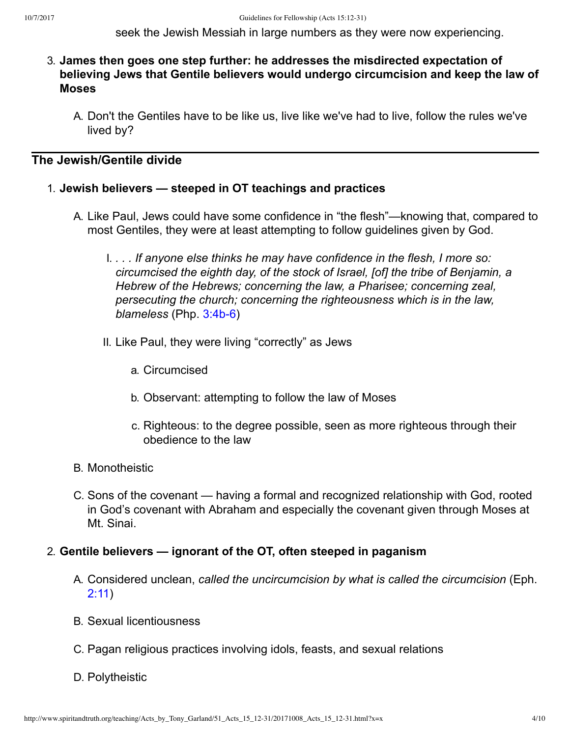seek the Jewish Messiah in large numbers as they were now experiencing.

3. **James then goes one step further: he addresses the misdirected expectation of believing Jews that Gentile believers would undergo circumcision and keep the law of Moses**

   A. Don't the Gentiles have to be like us, live like we've had to live, follow the rules we've lived by?

---

## The Jewish/Gentile divide

1. **Jewish believers — steeped in OT teachings and practices**

   A. Like Paul, Jews could have some confidence in "the flesh"—knowing that, compared to most Gentiles, they were at least attempting to follow guidelines given by God.

      I. *. . . If anyone else thinks he may have confidence in the flesh, I more so: circumcised the eighth day, of the stock of Israel, [of] the tribe of Benjamin, a Hebrew of the Hebrews; concerning the law, a Pharisee; concerning zeal, persecuting the church; concerning the righteousness which is in the law, blameless* (Php. 3:4b-6)

      II. Like Paul, they were living "correctly" as Jews

         a. Circumcised

         b. Observant: attempting to follow the law of Moses

         c. Righteous: to the degree possible, seen as more righteous through their obedience to the law

   B. Monotheistic

   C. Sons of the covenant — having a formal and recognized relationship with God, rooted in God's covenant with Abraham and especially the covenant given through Moses at Mt. Sinai.

2. **Gentile believers — ignorant of the OT, often steeped in paganism**

   A. Considered unclean, *called the uncircumcision by what is called the circumcision* (Eph. 2:11)

   B. Sexual licentiousness

   C. Pagan religious practices involving idols, feasts, and sexual relations

   D. Polytheistic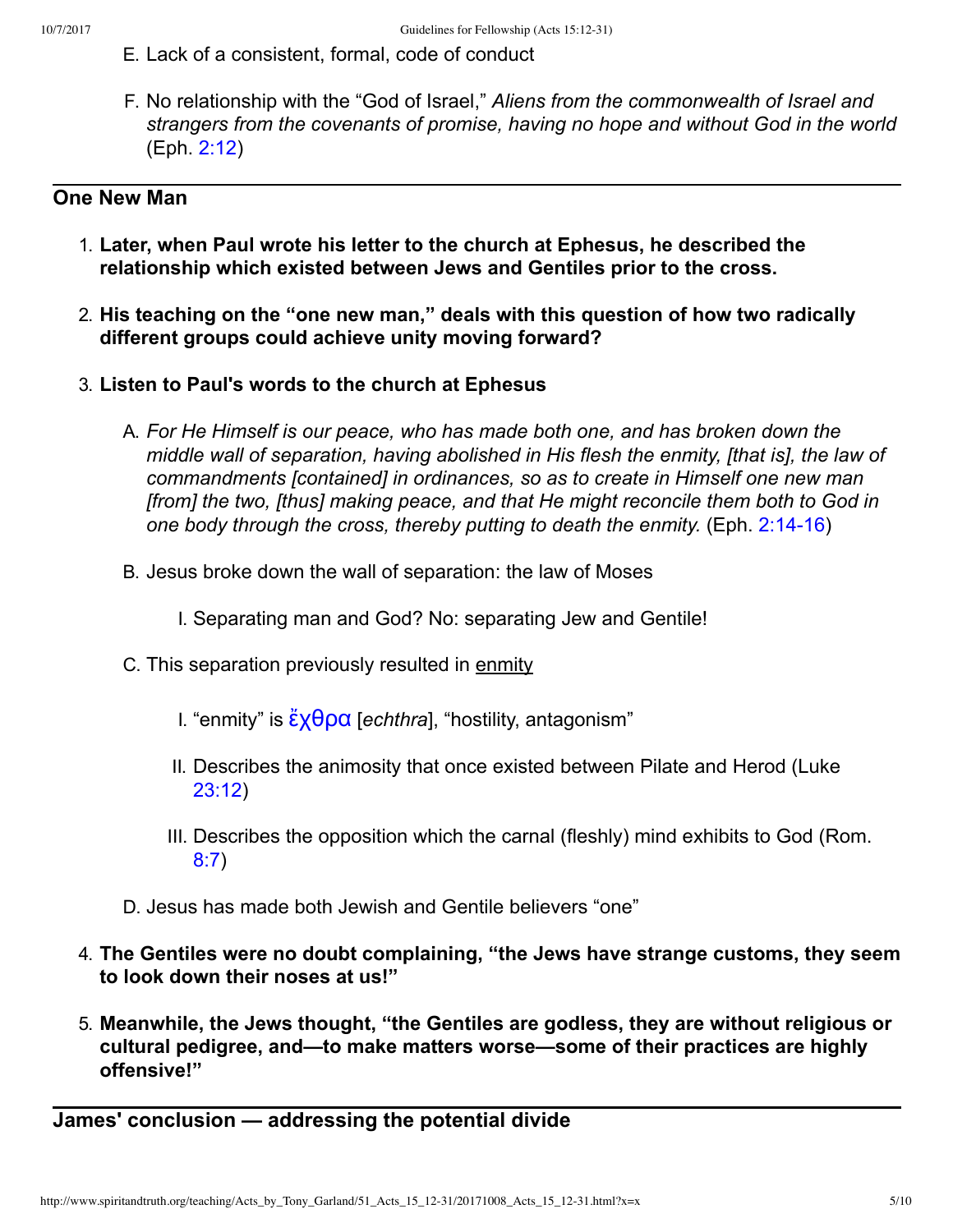E. Lack of a consistent, formal, code of conduct

F. No relationship with the "God of Israel," *Aliens from the commonwealth of Israel and strangers from the covenants of promise, having no hope and without God in the world* (Eph. 2:12)

---

## One New Man

1. **Later, when Paul wrote his letter to the church at Ephesus, he described the relationship which existed between Jews and Gentiles prior to the cross.**

2. **His teaching on the "one new man," deals with this question of how two radically different groups could achieve unity moving forward?**

3. **Listen to Paul's words to the church at Ephesus**

   A. *For He Himself is our peace, who has made both one, and has broken down the middle wall of separation, having abolished in His flesh the enmity, [that is], the law of commandments [contained] in ordinances, so as to create in Himself one new man [from] the two, [thus] making peace, and that He might reconcile them both to God in one body through the cross, thereby putting to death the enmity.* (Eph. 2:14-16)

   B. Jesus broke down the wall of separation: the law of Moses

      I. Separating man and God? No: separating Jew and Gentile!

   C. This separation previously resulted in enmity

      I. "enmity" is ἔχθρα [*echthra*], "hostility, antagonism"

      II. Describes the animosity that once existed between Pilate and Herod (Luke 23:12)

      III. Describes the opposition which the carnal (fleshly) mind exhibits to God (Rom. 8:7)

   D. Jesus has made both Jewish and Gentile believers "one"

4. **The Gentiles were no doubt complaining, "the Jews have strange customs, they seem to look down their noses at us!"**

5. **Meanwhile, the Jews thought, "the Gentiles are godless, they are without religious or cultural pedigree, and—to make matters worse—some of their practices are highly offensive!"**

---

## James' conclusion — addressing the potential divide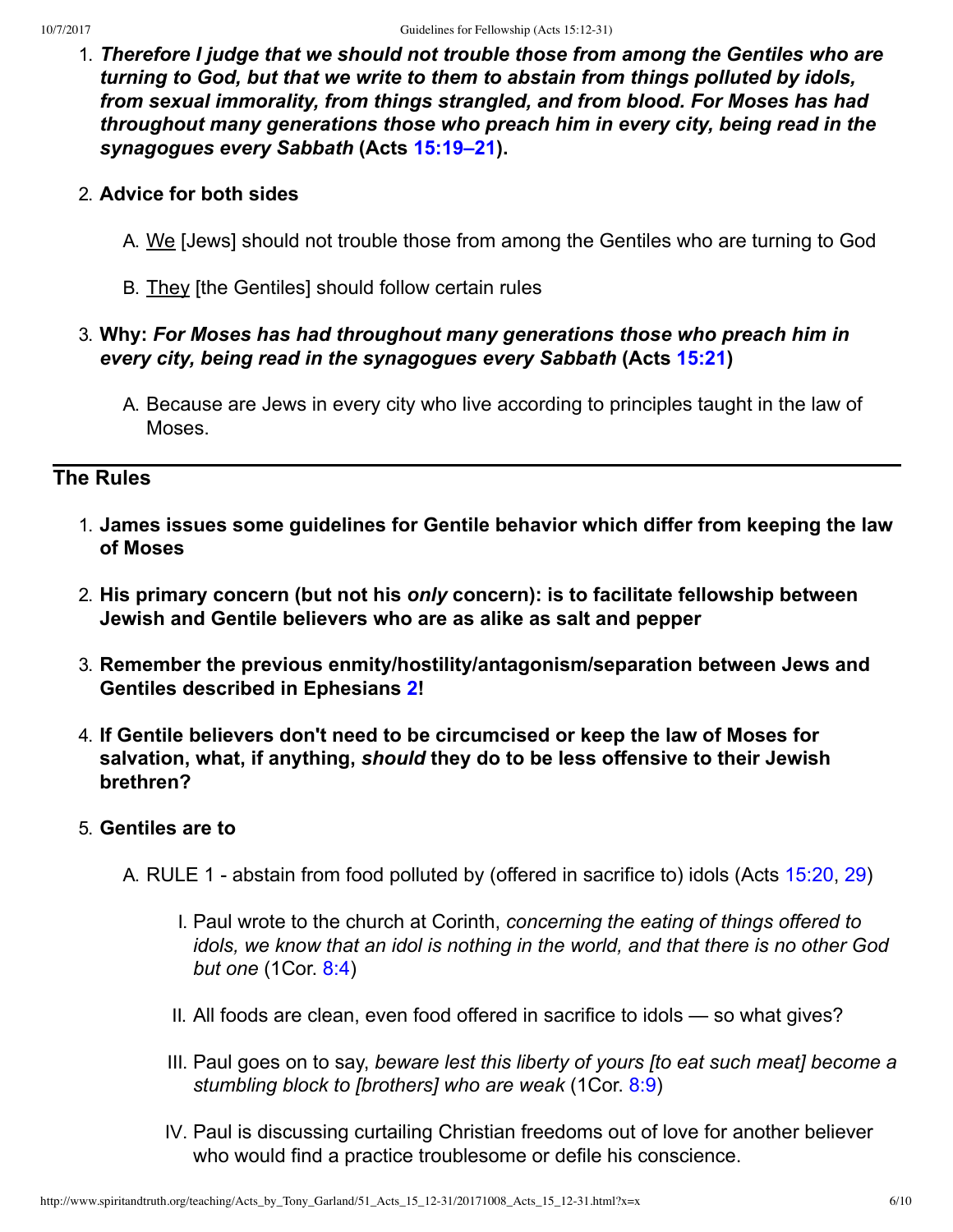1. ***Therefore I judge that we should not trouble those from among the Gentiles who are turning to God, but that we write to them to abstain from things polluted by idols, from sexual immorality, from things strangled, and from blood. For Moses has had throughout many generations those who preach him in every city, being read in the synagogues every Sabbath*** **(Acts 15:19–21).**
2. **Advice for both sides**
   A. We [Jews] should not trouble those from among the Gentiles who are turning to God
   B. They [the Gentiles] should follow certain rules
3. **Why:** ***For Moses has had throughout many generations those who preach him in every city, being read in the synagogues every Sabbath*** **(Acts 15:21)**
   A. Because are Jews in every city who live according to principles taught in the law of Moses.

---

## The Rules

1. **James issues some guidelines for Gentile behavior which differ from keeping the law of Moses**
2. **His primary concern (but not his *only* concern): is to facilitate fellowship between Jewish and Gentile believers who are as alike as salt and pepper**
3. **Remember the previous enmity/hostility/antagonism/separation between Jews and Gentiles described in Ephesians 2!**
4. **If Gentile believers don't need to be circumcised or keep the law of Moses for salvation, what, if anything, *should* they do to be less offensive to their Jewish brethren?**
5. **Gentiles are to**
   A. RULE 1 - abstain from food polluted by (offered in sacrifice to) idols (Acts 15:20, 29)
      I. Paul wrote to the church at Corinth, *concerning the eating of things offered to idols, we know that an idol is nothing in the world, and that there is no other God but one* (1Cor. 8:4)
      II. All foods are clean, even food offered in sacrifice to idols — so what gives?
      III. Paul goes on to say, *beware lest this liberty of yours [to eat such meat] become a stumbling block to [brothers] who are weak* (1Cor. 8:9)
      IV. Paul is discussing curtailing Christian freedoms out of love for another believer who would find a practice troublesome or defile his conscience.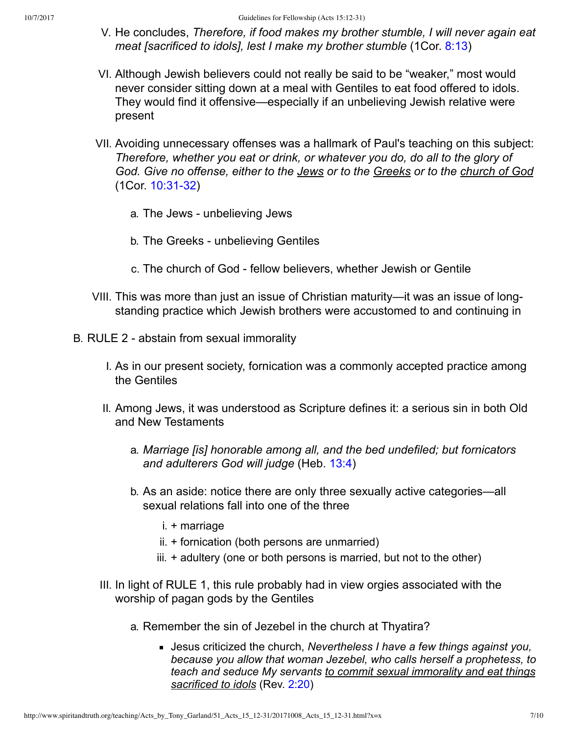V. He concludes, *Therefore, if food makes my brother stumble, I will never again eat meat [sacrificed to idols], lest I make my brother stumble* (1Cor. 8:13)

VI. Although Jewish believers could not really be said to be "weaker," most would never consider sitting down at a meal with Gentiles to eat food offered to idols. They would find it offensive—especially if an unbelieving Jewish relative were present

VII. Avoiding unnecessary offenses was a hallmark of Paul's teaching on this subject: *Therefore, whether you eat or drink, or whatever you do, do all to the glory of God. Give no offense, either to the <u>Jews</u> or to the <u>Greeks</u> or to the <u>church of God</u>* (1Cor. 10:31-32)

   a. The Jews - unbelieving Jews

   b. The Greeks - unbelieving Gentiles

   c. The church of God - fellow believers, whether Jewish or Gentile

VIII. This was more than just an issue of Christian maturity—it was an issue of long-standing practice which Jewish brothers were accustomed to and continuing in

B. RULE 2 - abstain from sexual immorality

I. As in our present society, fornication was a commonly accepted practice among the Gentiles

II. Among Jews, it was understood as Scripture defines it: a serious sin in both Old and New Testaments

   a. *Marriage [is] honorable among all, and the bed undefiled; but fornicators and adulterers God will judge* (Heb. 13:4)

   b. As an aside: notice there are only three sexually active categories—all sexual relations fall into one of the three

      i. + marriage
      ii. + fornication (both persons are unmarried)
      iii. + adultery (one or both persons is married, but not to the other)

III. In light of RULE 1, this rule probably had in view orgies associated with the worship of pagan gods by the Gentiles

   a. Remember the sin of Jezebel in the church at Thyatira?

      - Jesus criticized the church, *Nevertheless I have a few things against you, because you allow that woman Jezebel, who calls herself a prophetess, to teach and seduce My servants <u>to commit sexual immorality and eat things sacrificed to idols</u>* (Rev. 2:20)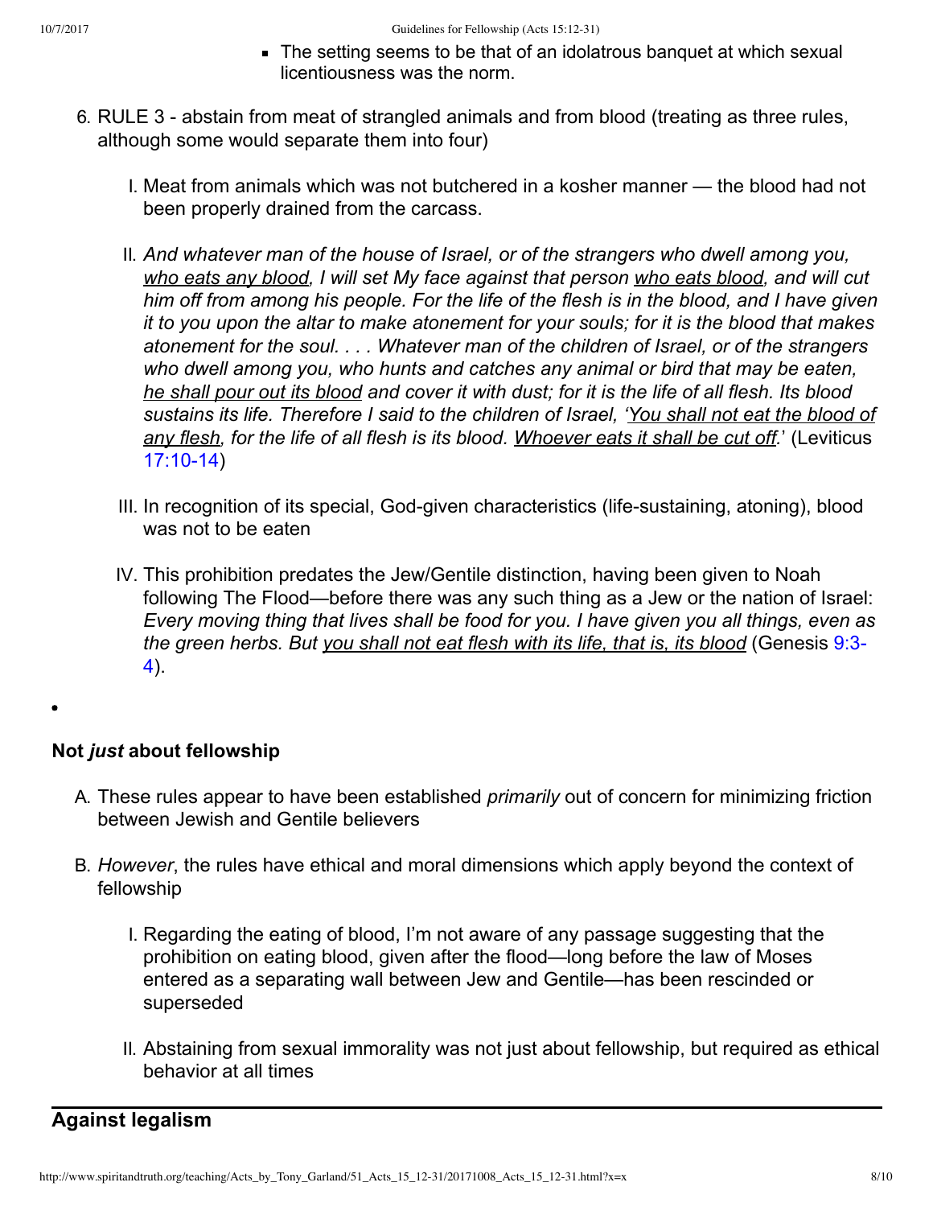- The setting seems to be that of an idolatrous banquet at which sexual licentiousness was the norm.

6. RULE 3 - abstain from meat of strangled animals and from blood (treating as three rules, although some would separate them into four)

   I. Meat from animals which was not butchered in a kosher manner — the blood had not been properly drained from the carcass.

   II. *And whatever man of the house of Israel, or of the strangers who dwell among you, <u>who eats any blood</u>, I will set My face against that person <u>who eats blood</u>, and will cut him off from among his people. For the life of the flesh is in the blood, and I have given it to you upon the altar to make atonement for your souls; for it is the blood that makes atonement for the soul. . . . Whatever man of the children of Israel, or of the strangers who dwell among you, who hunts and catches any animal or bird that may be eaten, <u>he shall pour out its blood</u> and cover it with dust; for it is the life of all flesh. Its blood sustains its life. Therefore I said to the children of Israel, '<u>You shall not eat the blood of any flesh</u>, for the life of all flesh is its blood. <u>Whoever eats it shall be cut off</u>.'* (Leviticus 17:10-14)

   III. In recognition of its special, God-given characteristics (life-sustaining, atoning), blood was not to be eaten

   IV. This prohibition predates the Jew/Gentile distinction, having been given to Noah following The Flood—before there was any such thing as a Jew or the nation of Israel: *Every moving thing that lives shall be food for you. I have given you all things, even as the green herbs. But <u>you shall not eat flesh with its life, that is, its blood</u>* (Genesis 9:3-4).

## Not *just* about fellowship

A. These rules appear to have been established *primarily* out of concern for minimizing friction between Jewish and Gentile believers

B. *However*, the rules have ethical and moral dimensions which apply beyond the context of fellowship

   I. Regarding the eating of blood, I'm not aware of any passage suggesting that the prohibition on eating blood, given after the flood—long before the law of Moses entered as a separating wall between Jew and Gentile—has been rescinded or superseded

   II. Abstaining from sexual immorality was not just about fellowship, but required as ethical behavior at all times

---

## Against legalism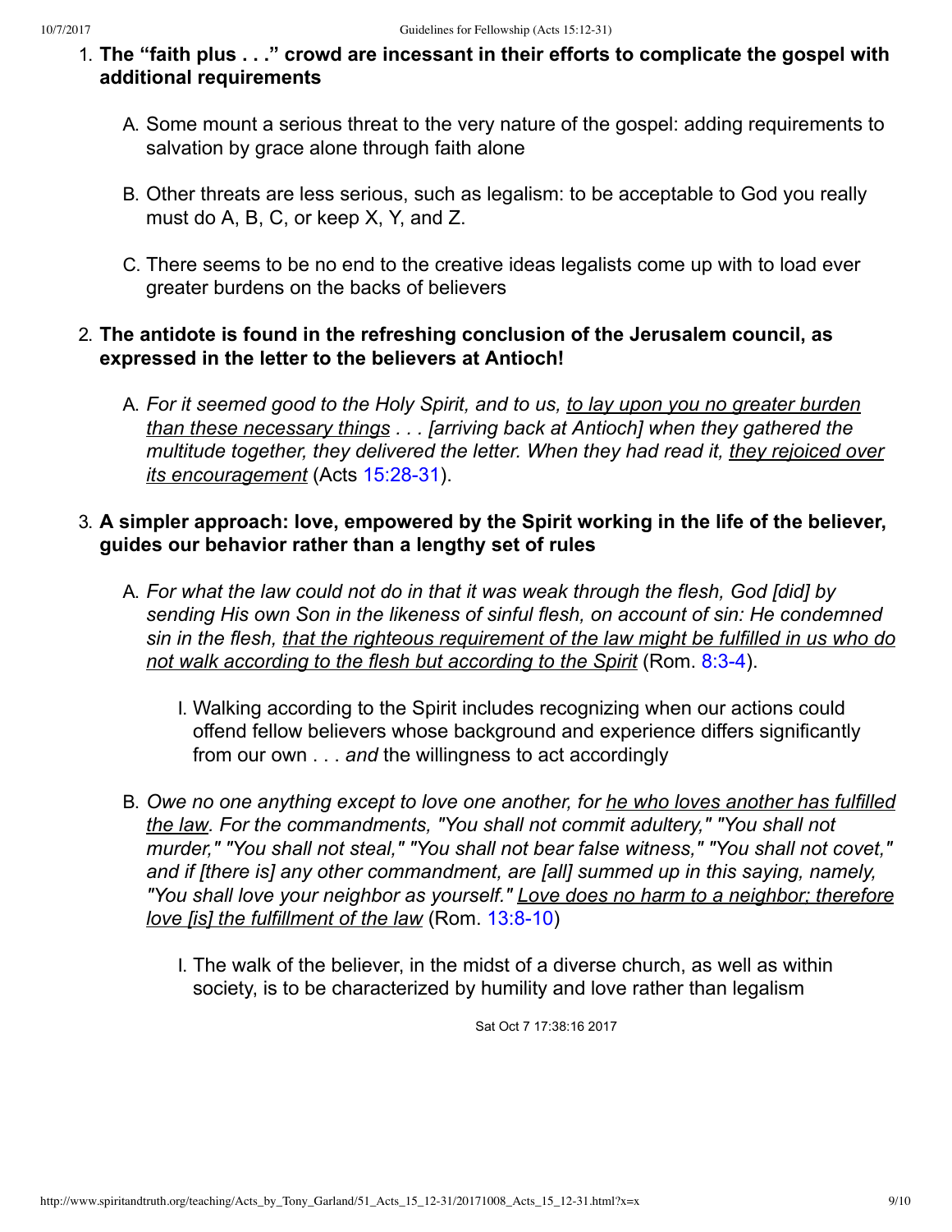1. **The "faith plus . . ." crowd are incessant in their efforts to complicate the gospel with additional requirements**

    A. Some mount a serious threat to the very nature of the gospel: adding requirements to salvation by grace alone through faith alone

    B. Other threats are less serious, such as legalism: to be acceptable to God you really must do A, B, C, or keep X, Y, and Z.

    C. There seems to be no end to the creative ideas legalists come up with to load ever greater burdens on the backs of believers

2. **The antidote is found in the refreshing conclusion of the Jerusalem council, as expressed in the letter to the believers at Antioch!**

    A. *For it seemed good to the Holy Spirit, and to us, <u>to lay upon you no greater burden than these necessary things</u> . . . [arriving back at Antioch] when they gathered the multitude together, they delivered the letter. When they had read it, <u>they rejoiced over its encouragement</u>* (Acts 15:28-31).

3. **A simpler approach: love, empowered by the Spirit working in the life of the believer, guides our behavior rather than a lengthy set of rules**

    A. *For what the law could not do in that it was weak through the flesh, God [did] by sending His own Son in the likeness of sinful flesh, on account of sin: He condemned sin in the flesh, <u>that the righteous requirement of the law might be fulfilled in us who do not walk according to the flesh but according to the Spirit</u>* (Rom. 8:3-4).

        I. Walking according to the Spirit includes recognizing when our actions could offend fellow believers whose background and experience differs significantly from our own . . . *and* the willingness to act accordingly

    B. *Owe no one anything except to love one another, for <u>he who loves another has fulfilled the law</u>. For the commandments, "You shall not commit adultery," "You shall not murder," "You shall not steal," "You shall not bear false witness," "You shall not covet," and if [there is] any other commandment, are [all] summed up in this saying, namely, "You shall love your neighbor as yourself." <u>Love does no harm to a neighbor; therefore love [is] the fulfillment of the law</u>* (Rom. 13:8-10)

        I. The walk of the believer, in the midst of a diverse church, as well as within society, is to be characterized by humility and love rather than legalism

Sat Oct 7 17:38:16 2017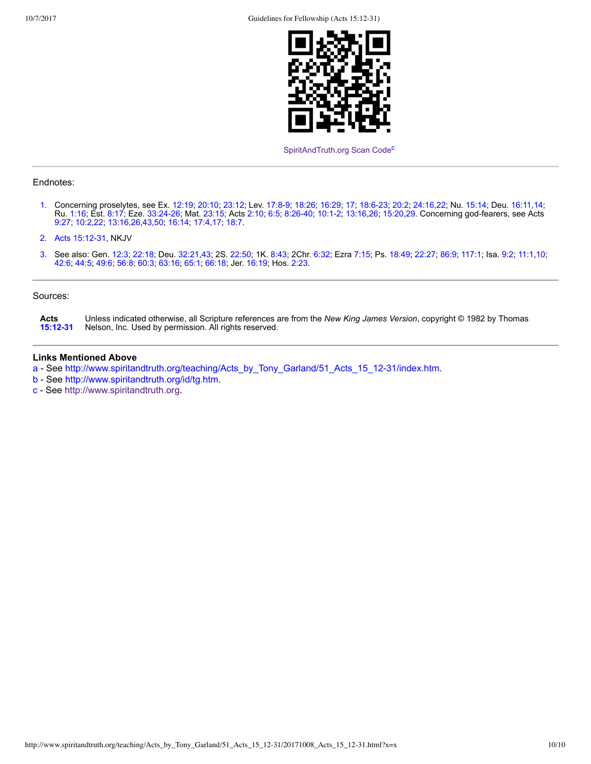SpiritAndTruth.org Scan Code[c]

---

Endnotes:

1. Concerning proselytes, see Ex. 12:19; 20:10; 23:12; Lev. 17:8-9; 18:26; 16:29; 17; 18:6-23; 20:2; 24:16,22; Nu. 15:14; Deu. 16:11,14; Ru. 1:16; Est. 8:17; Eze. 33:24-26; Mat. 23:15; Acts 2:10; 6:5; 8:26-40; 10:1-2; 13:16,26; 15:20,29. Concerning god-fearers, see Acts 9:27; 10:2,22; 13:16,26,43,50; 16:14; 17:4,17; 18:7.
2. Acts 15:12-31, NKJV
3. See also: Gen. 12:3; 22:18; Deu. 32:21,43; 2S. 22:50; 1K. 8:43; 2Chr. 6:32; Ezra 7:15; Ps. 18:49; 22:27; 86:9; 117:1; Isa. 9:2; 11:1,10; 42:6; 44:5; 49:6; 56:8; 60:3; 63:16; 65:1; 66:18; Jer. 16:19; Hos. 2:23.

---

Sources:

| | |
|---|---|
| **Acts 15:12-31** | Unless indicated otherwise, all Scripture references are from the *New King James Version*, copyright © 1982 by Thomas Nelson, Inc. Used by permission. All rights reserved. |

---

**Links Mentioned Above**

a - See http://www.spiritandtruth.org/teaching/Acts_by_Tony_Garland/51_Acts_15_12-31/index.htm.
b - See http://www.spiritandtruth.org/id/tg.htm.
c - See http://www.spiritandtruth.org.